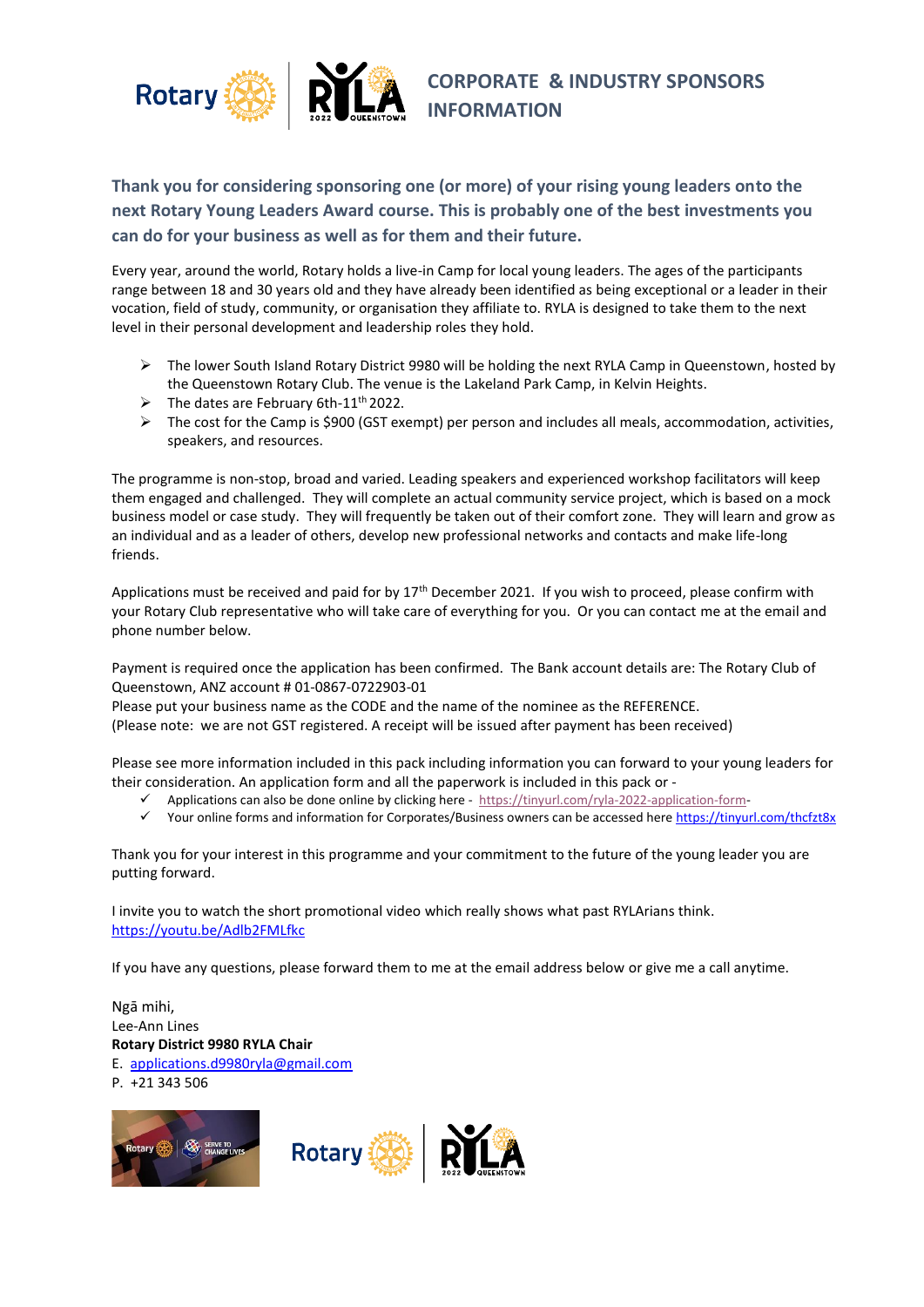# CORPORATE & INDUSTRY SPONSORS INFORMATION

**Thank you for considering sponsoring one (or more) of your rising young leaders onto the next Rotary Young Leaders Award course. This is probably one of the best investments you can do for your business as well as for them and their future.**

Every year, around the world, Rotary holds a live-in Camp for local young leaders. The ages of the participants range between 18 and 30 years old and they have already been identified as being exceptional or a leader in their vocation, field of study, community, or organisation they affiliate to. RYLA is designed to take them to the next level in their personal development and leadership roles they hold.

- The lower South Island Rotary District 9980 will be holding the next RYLA Camp in Queenstown, hosted by the Queenstown Rotary Club. The venue is the Lakeland Park Camp, in Kelvin Heights.
- The dates are February 6th-11th 2022.
- The cost for the Camp is $900 (GST exempt) per person and includes all meals, accommodation, activities, speakers, and resources.

The programme is non-stop, broad and varied. Leading speakers and experienced workshop facilitators will keep them engaged and challenged. They will complete an actual community service project, which is based on a mock business model or case study. They will frequently be taken out of their comfort zone. They will learn and grow as an individual and as a leader of others, develop new professional networks and contacts and make life-long friends.

Applications must be received and paid for by 17th December 2021. If you wish to proceed, please confirm with your Rotary Club representative who will take care of everything for you. Or you can contact me at the email and phone number below.

Payment is required once the application has been confirmed. The Bank account details are: The Rotary Club of Queenstown, ANZ account # 01-0867-0722903-01
Please put your business name as the CODE and the name of the nominee as the REFERENCE.
(Please note: we are not GST registered. A receipt will be issued after payment has been received)

Please see more information included in this pack including information you can forward to your young leaders for their consideration. An application form and all the paperwork is included in this pack or -

- ✓ Applications can also be done online by clicking here - https://tinyurl.com/ryla-2022-application-form-
- ✓ Your online forms and information for Corporates/Business owners can be accessed here https://tinyurl.com/thcfzt8x

Thank you for your interest in this programme and your commitment to the future of the young leader you are putting forward.

I invite you to watch the short promotional video which really shows what past RYLArians think.
https://youtu.be/Adlb2FMLfkc

If you have any questions, please forward them to me at the email address below or give me a call anytime.

Ngā mihi,
Lee-Ann Lines
**Rotary District 9980 RYLA Chair**
E. applications.d9980ryla@gmail.com
P. +21 343 506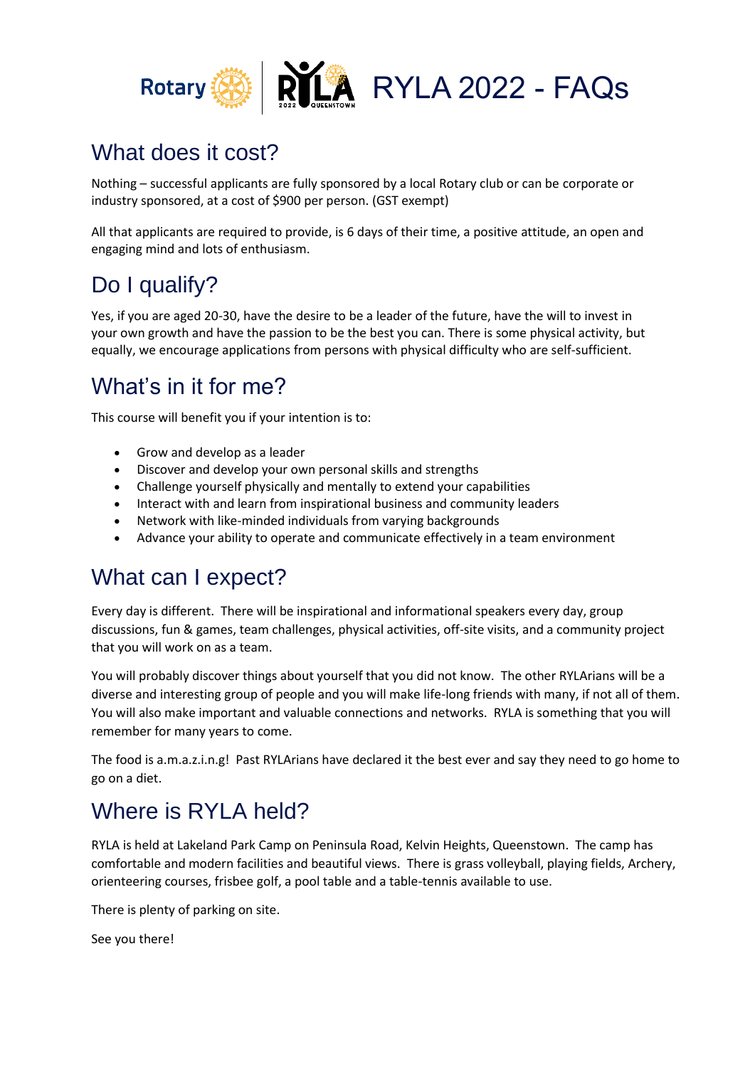# RYLA 2022 - FAQs

## What does it cost?

Nothing – successful applicants are fully sponsored by a local Rotary club or can be corporate or industry sponsored, at a cost of $900 per person. (GST exempt)

All that applicants are required to provide, is 6 days of their time, a positive attitude, an open and engaging mind and lots of enthusiasm.

## Do I qualify?

Yes, if you are aged 20-30, have the desire to be a leader of the future, have the will to invest in your own growth and have the passion to be the best you can. There is some physical activity, but equally, we encourage applications from persons with physical difficulty who are self-sufficient.

## What's in it for me?

This course will benefit you if your intention is to:

- Grow and develop as a leader
- Discover and develop your own personal skills and strengths
- Challenge yourself physically and mentally to extend your capabilities
- Interact with and learn from inspirational business and community leaders
- Network with like-minded individuals from varying backgrounds
- Advance your ability to operate and communicate effectively in a team environment

## What can I expect?

Every day is different. There will be inspirational and informational speakers every day, group discussions, fun & games, team challenges, physical activities, off-site visits, and a community project that you will work on as a team.

You will probably discover things about yourself that you did not know. The other RYLArians will be a diverse and interesting group of people and you will make life-long friends with many, if not all of them. You will also make important and valuable connections and networks. RYLA is something that you will remember for many years to come.

The food is a.m.a.z.i.n.g! Past RYLArians have declared it the best ever and say they need to go home to go on a diet.

## Where is RYLA held?

RYLA is held at Lakeland Park Camp on Peninsula Road, Kelvin Heights, Queenstown. The camp has comfortable and modern facilities and beautiful views. There is grass volleyball, playing fields, Archery, orienteering courses, frisbee golf, a pool table and a table-tennis available to use.

There is plenty of parking on site.

See you there!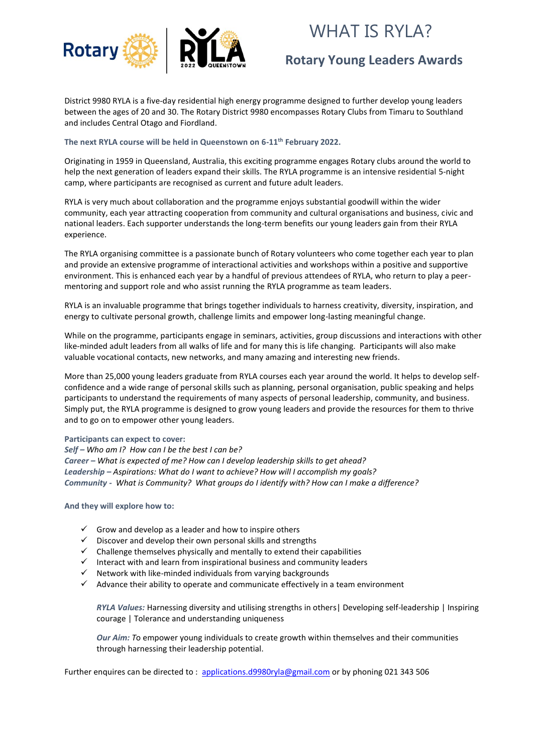# WHAT IS RYLA?

## Rotary Young Leaders Awards

District 9980 RYLA is a five-day residential high energy programme designed to further develop young leaders between the ages of 20 and 30. The Rotary District 9980 encompasses Rotary Clubs from Timaru to Southland and includes Central Otago and Fiordland.

**The next RYLA course will be held in Queenstown on 6-11th February 2022.**

Originating in 1959 in Queensland, Australia, this exciting programme engages Rotary clubs around the world to help the next generation of leaders expand their skills. The RYLA programme is an intensive residential 5-night camp, where participants are recognised as current and future adult leaders.

RYLA is very much about collaboration and the programme enjoys substantial goodwill within the wider community, each year attracting cooperation from community and cultural organisations and business, civic and national leaders. Each supporter understands the long-term benefits our young leaders gain from their RYLA experience.

The RYLA organising committee is a passionate bunch of Rotary volunteers who come together each year to plan and provide an extensive programme of interactional activities and workshops within a positive and supportive environment. This is enhanced each year by a handful of previous attendees of RYLA, who return to play a peer-mentoring and support role and who assist running the RYLA programme as team leaders.

RYLA is an invaluable programme that brings together individuals to harness creativity, diversity, inspiration, and energy to cultivate personal growth, challenge limits and empower long-lasting meaningful change.

While on the programme, participants engage in seminars, activities, group discussions and interactions with other like-minded adult leaders from all walks of life and for many this is life changing. Participants will also make valuable vocational contacts, new networks, and many amazing and interesting new friends.

More than 25,000 young leaders graduate from RYLA courses each year around the world. It helps to develop self-confidence and a wide range of personal skills such as planning, personal organisation, public speaking and helps participants to understand the requirements of many aspects of personal leadership, community, and business. Simply put, the RYLA programme is designed to grow young leaders and provide the resources for them to thrive and to go on to empower other young leaders.

**Participants can expect to cover:**
***Self*** *– Who am I? How can I be the best I can be?*
***Career*** *– What is expected of me? How can I develop leadership skills to get ahead?*
***Leadership*** *– Aspirations: What do I want to achieve? How will I accomplish my goals?*
***Community*** *- What is Community? What groups do I identify with? How can I make a difference?*

**And they will explore how to:**

- ✓ Grow and develop as a leader and how to inspire others
- ✓ Discover and develop their own personal skills and strengths
- ✓ Challenge themselves physically and mentally to extend their capabilities
- ✓ Interact with and learn from inspirational business and community leaders
- ✓ Network with like-minded individuals from varying backgrounds
- ✓ Advance their ability to operate and communicate effectively in a team environment

***RYLA Values:*** Harnessing diversity and utilising strengths in others| Developing self-leadership | Inspiring courage | Tolerance and understanding uniqueness

***Our Aim:*** *To* empower young individuals to create growth within themselves and their communities through harnessing their leadership potential.

Further enquires can be directed to : applications.d9980ryla@gmail.com or by phoning 021 343 506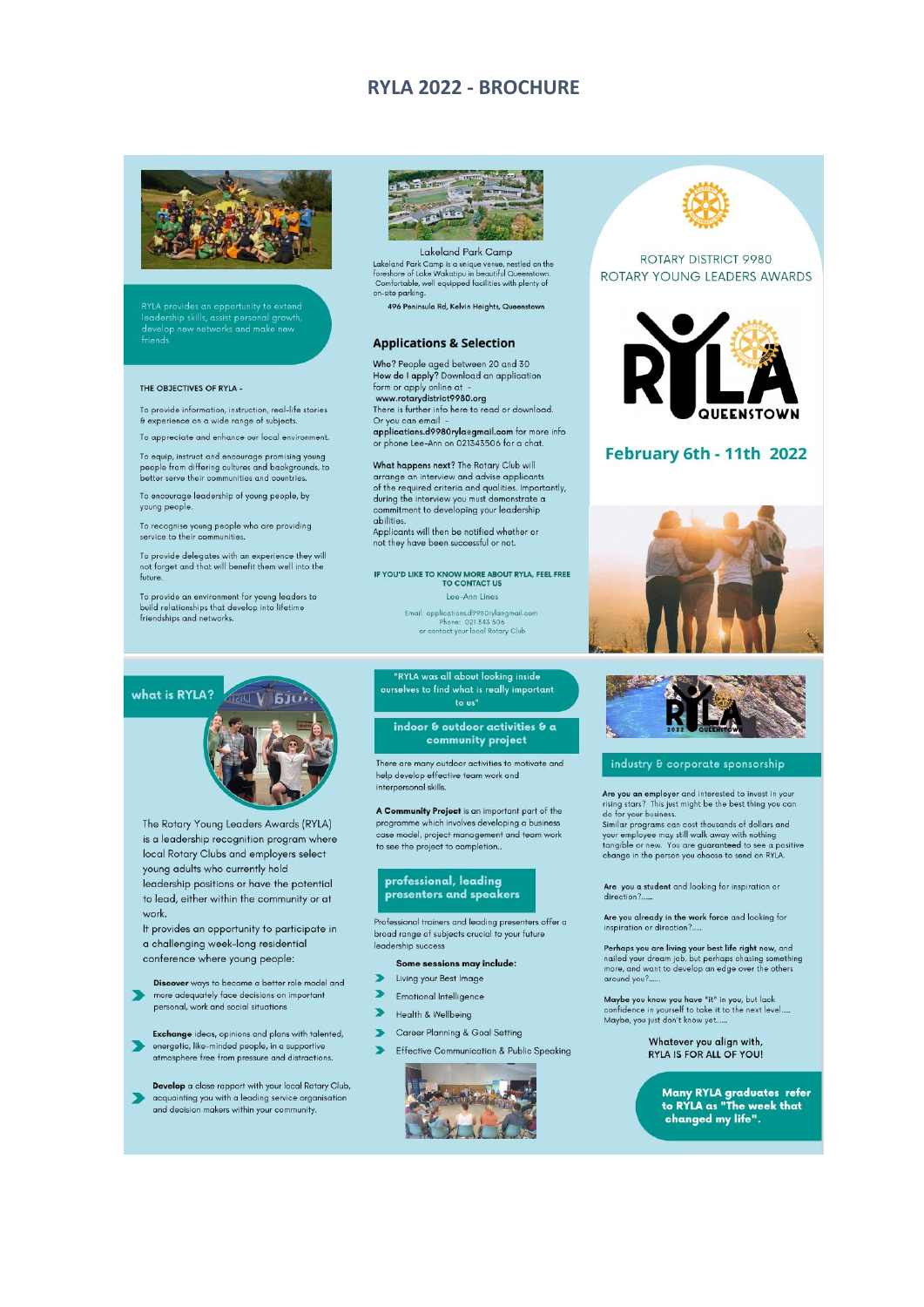# RYLA 2022 - BROCHURE

RYLA provides an opportunity to extend leadership skills, assist personal growth, develop new networks and make new friends

THE OBJECTIVES OF RYLA -

To provide information, instruction, real-life stories & experience on a wide range of subjects.

To appreciate and enhance our local environment.

To equip, instruct and encourage promising young people from differing cultures and backgrounds, to better serve their communities and countries.

To encourage leadership of young people, by young people.

To recognise young people who are providing service to their communities.

To provide delegates with an experience they will not forget and that will benefit them well into the future.

To provide an environment for young leaders to build relationships that develop into lifetime friendships and networks.

Lakeland Park Camp

Lakeland Park Camp is a unique venue, nestled on the foreshore of Lake Wakatipu in beautiful Queenstown. Comfortable, well equipped facilities with plenty of on-site parking.

496 Peninsula Rd, Kelvin Heights, Queenstown

## Applications & Selection

**Who?** People aged between 20 and 30
**How do I apply?** Download an application form or apply online at - **www.rotarydistrict9980.org**
There is further info here to read or download.
Or you can email - **applications.d9980ryla@gmail.com** for more info or phone Lee-Ann on 021343506 for a chat.

**What happens next?** The Rotary Club will arrange an interview and advise applicants of the required criteria and qualities. Importantly, during the interview you must demonstrate a commitment to developing your leadership abilities.
Applicants will then be notified whether or not they have been successful or not.

**IF YOU'D LIKE TO KNOW MORE ABOUT RYLA, FEEL FREE TO CONTACT US**
Lee-Ann Lines
Email: applications.d9980ryla@gmail.com
Phone: 021 343 506
or contact your local Rotary Club

ROTARY DISTRICT 9980
ROTARY YOUNG LEADERS AWARDS

RYLA QUEENSTOWN

**February 6th - 11th 2022**

## what is RYLA?

The Rotary Young Leaders Awards (RYLA) is a leadership recognition program where local Rotary Clubs and employers select young adults who currently hold leadership positions or have the potential to lead, either within the community or at work.
It provides an opportunity to participate in a challenging week-long residential conference where young people:

- **Discover** ways to become a better role model and more adequately face decisions on important personal, work and social situations
- **Exchange** ideas, opinions and plans with talented, energetic, like-minded people, in a supportive atmosphere free from pressure and distractions.
- **Develop** a close rapport with your local Rotary Club, acquainting you with a leading service organisation and decision makers within your community.

"RYLA was all about looking inside ourselves to find what is really important to us"

## indoor & outdoor activities & a community project

There are many outdoor activities to motivate and help develop effective team work and interpersonal skills.

**A Community Project** is an important part of the programme which involves developing a business case model, project management and team work to see the project to completion..

## professional, leading presenters and speakers

Professional trainers and leading presenters offer a broad range of subjects crucial to your future leadership success

**Some sessions may include:**

- Living your Best Image
- Emotional Intelligence
- Health & Wellbeing
- Career Planning & Goal Setting
- Effective Communication & Public Speaking

## industry & corporate sponsorship

**Are you an employer** and interested to invest in your rising stars? This just might be the best thing you can do for your business.
Similar programs can cost thousands of dollars and your employee may still walk away with nothing tangible or new. You are **guaranteed** to see a positive change in the person you choose to send on RYLA.

**Are you a student** and looking for inspiration or direction?......

**Are you already in the work force** and looking for inspiration or direction?.....

**Perhaps** you are living your best life right now, and nailed your dream job, but perhaps chasing something more, and want to develop an edge over the others around you?......

**Maybe** you know you have "it" in you, but lack confidence in yourself to take it to the next level..... Maybe, you just don't know yet......

Whatever you align with,
RYLA IS FOR ALL OF YOU!

**Many RYLA graduates refer to RYLA as "The week that changed my life".**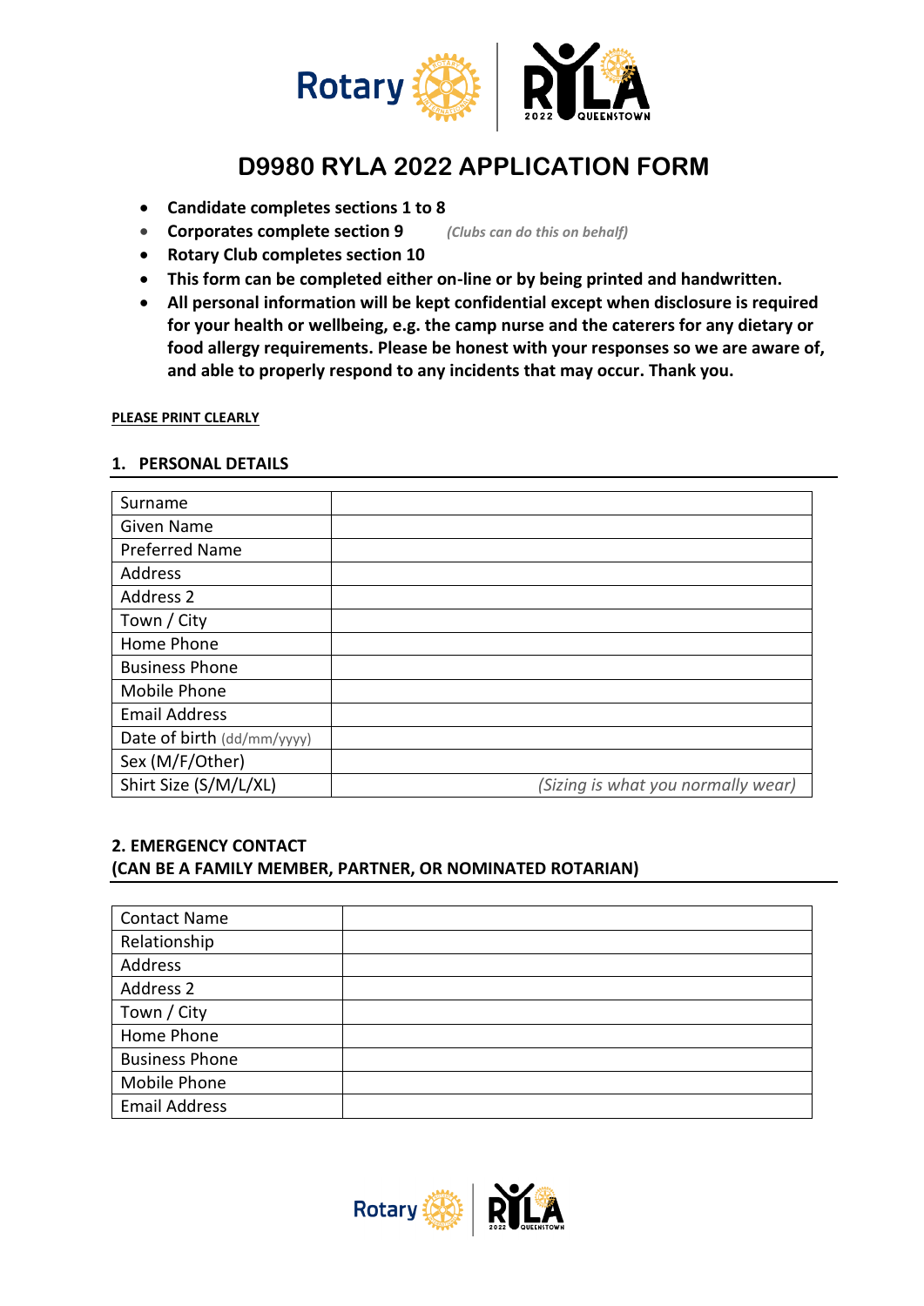# D9980 RYLA 2022 APPLICATION FORM

- **Candidate completes sections 1 to 8**
- **Corporates complete section 9** *(Clubs can do this on behalf)*
- **Rotary Club completes section 10**
- **This form can be completed either on-line or by being printed and handwritten.**
- **All personal information will be kept confidential except when disclosure is required for your health or wellbeing, e.g. the camp nurse and the caterers for any dietary or food allergy requirements. Please be honest with your responses so we are aware of, and able to properly respond to any incidents that may occur. Thank you.**

**PLEASE PRINT CLEARLY**

## 1. PERSONAL DETAILS

| | |
|---|---|
| Surname | |
| Given Name | |
| Preferred Name | |
| Address | |
| Address 2 | |
| Town / City | |
| Home Phone | |
| Business Phone | |
| Mobile Phone | |
| Email Address | |
| Date of birth (dd/mm/yyyy) | |
| Sex (M/F/Other) | |
| Shirt Size (S/M/L/XL) | *(Sizing is what you normally wear)* |

## 2. EMERGENCY CONTACT (CAN BE A FAMILY MEMBER, PARTNER, OR NOMINATED ROTARIAN)

| | |
|---|---|
| Contact Name | |
| Relationship | |
| Address | |
| Address 2 | |
| Town / City | |
| Home Phone | |
| Business Phone | |
| Mobile Phone | |
| Email Address | |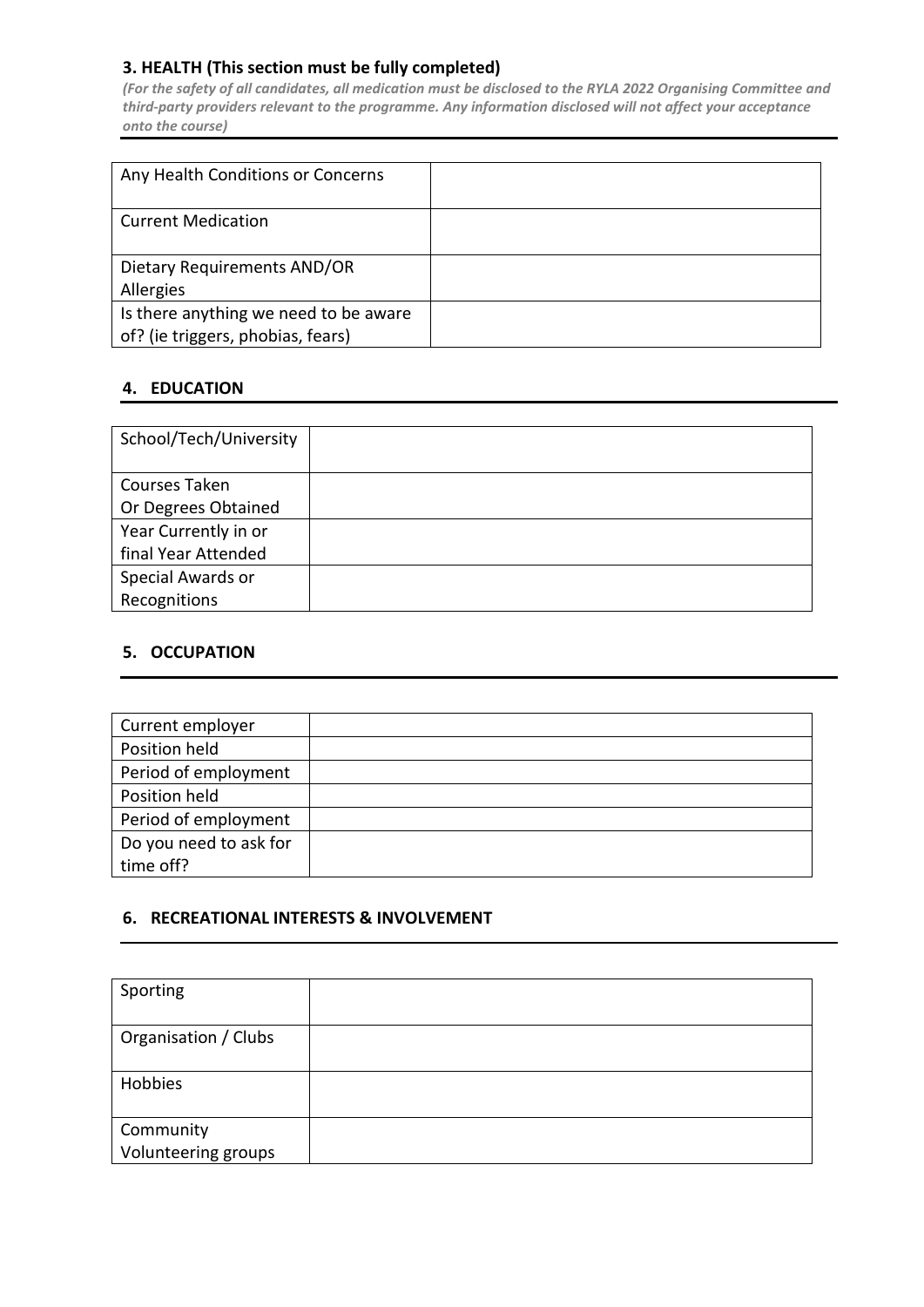### 3. HEALTH (This section must be fully completed)

***(For the safety of all candidates, all medication must be disclosed to the RYLA 2022 Organising Committee and third-party providers relevant to the programme. Any information disclosed will not affect your acceptance onto the course)***

| Any Health Conditions or Concerns | |
|---|---|
| Current Medication | |
| Dietary Requirements AND/OR Allergies | |
| Is there anything we need to be aware of? (ie triggers, phobias, fears) | |

### 4. EDUCATION

| School/Tech/University | |
|---|---|
| Courses Taken Or Degrees Obtained | |
| Year Currently in or final Year Attended | |
| Special Awards or Recognitions | |

### 5. OCCUPATION

| Current employer | |
|---|---|
| Position held | |
| Period of employment | |
| Position held | |
| Period of employment | |
| Do you need to ask for time off? | |

### 6. RECREATIONAL INTERESTS & INVOLVEMENT

| Sporting | |
|---|---|
| Organisation / Clubs | |
| Hobbies | |
| Community Volunteering groups | |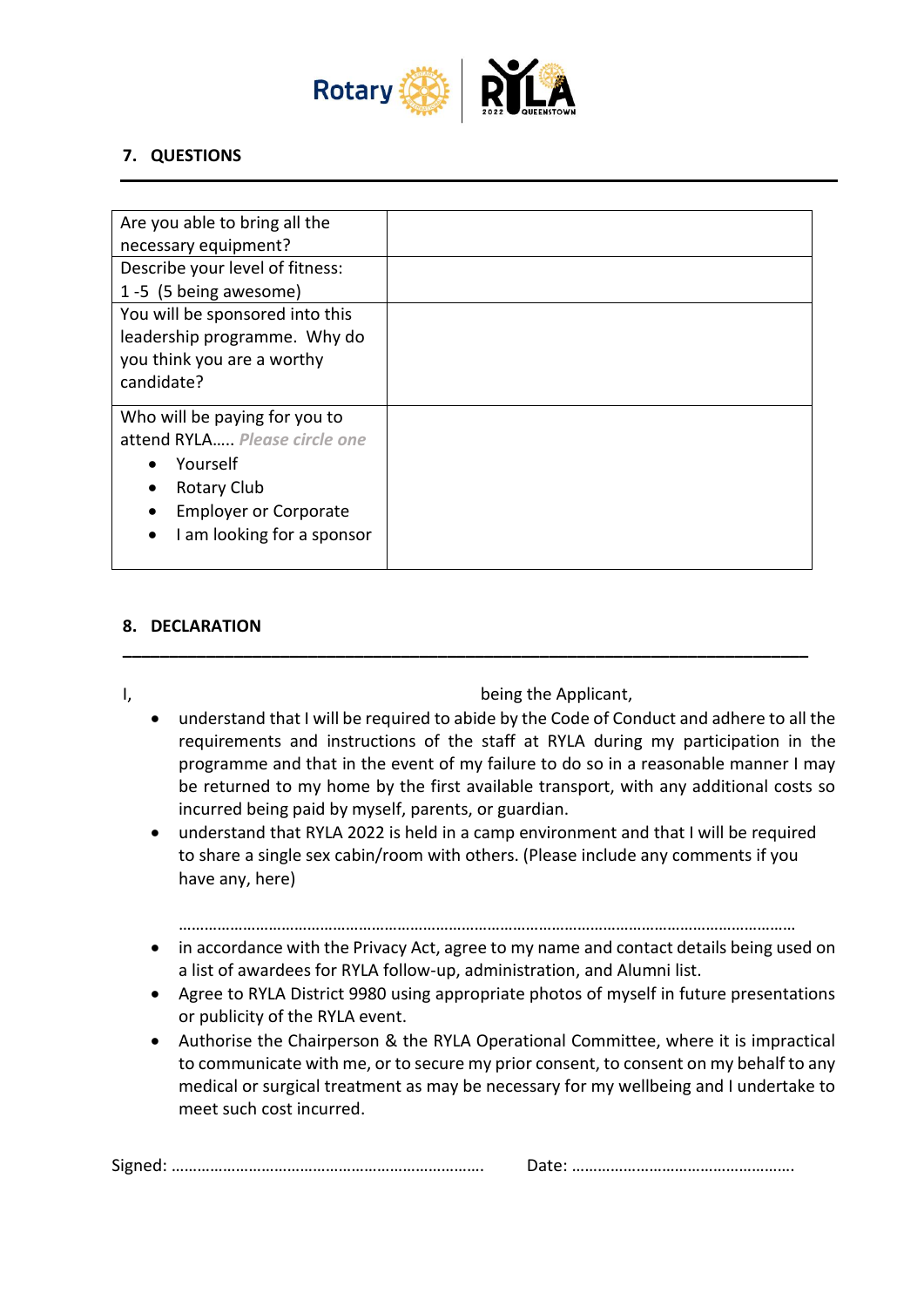## 7. QUESTIONS

| Are you able to bring all the necessary equipment? | |
|---|---|
| Describe your level of fitness: 1 -5 (5 being awesome) | |
| You will be sponsored into this leadership programme. Why do you think you are a worthy candidate? | |
| Who will be paying for you to attend RYLA….. *Please circle one*<br>• Yourself<br>• Rotary Club<br>• Employer or Corporate<br>• I am looking for a sponsor | |

## 8. DECLARATION

I, being the Applicant,

- understand that I will be required to abide by the Code of Conduct and adhere to all the requirements and instructions of the staff at RYLA during my participation in the programme and that in the event of my failure to do so in a reasonable manner I may be returned to my home by the first available transport, with any additional costs so incurred being paid by myself, parents, or guardian.
- understand that RYLA 2022 is held in a camp environment and that I will be required to share a single sex cabin/room with others. (Please include any comments if you have any, here)

  ……………………………………………………………………………………………………………………………

- in accordance with the Privacy Act, agree to my name and contact details being used on a list of awardees for RYLA follow-up, administration, and Alumni list.
- Agree to RYLA District 9980 using appropriate photos of myself in future presentations or publicity of the RYLA event.
- Authorise the Chairperson & the RYLA Operational Committee, where it is impractical to communicate with me, or to secure my prior consent, to consent on my behalf to any medical or surgical treatment as may be necessary for my wellbeing and I undertake to meet such cost incurred.

Signed: ……………………………………………………………….    Date: ……………………………………………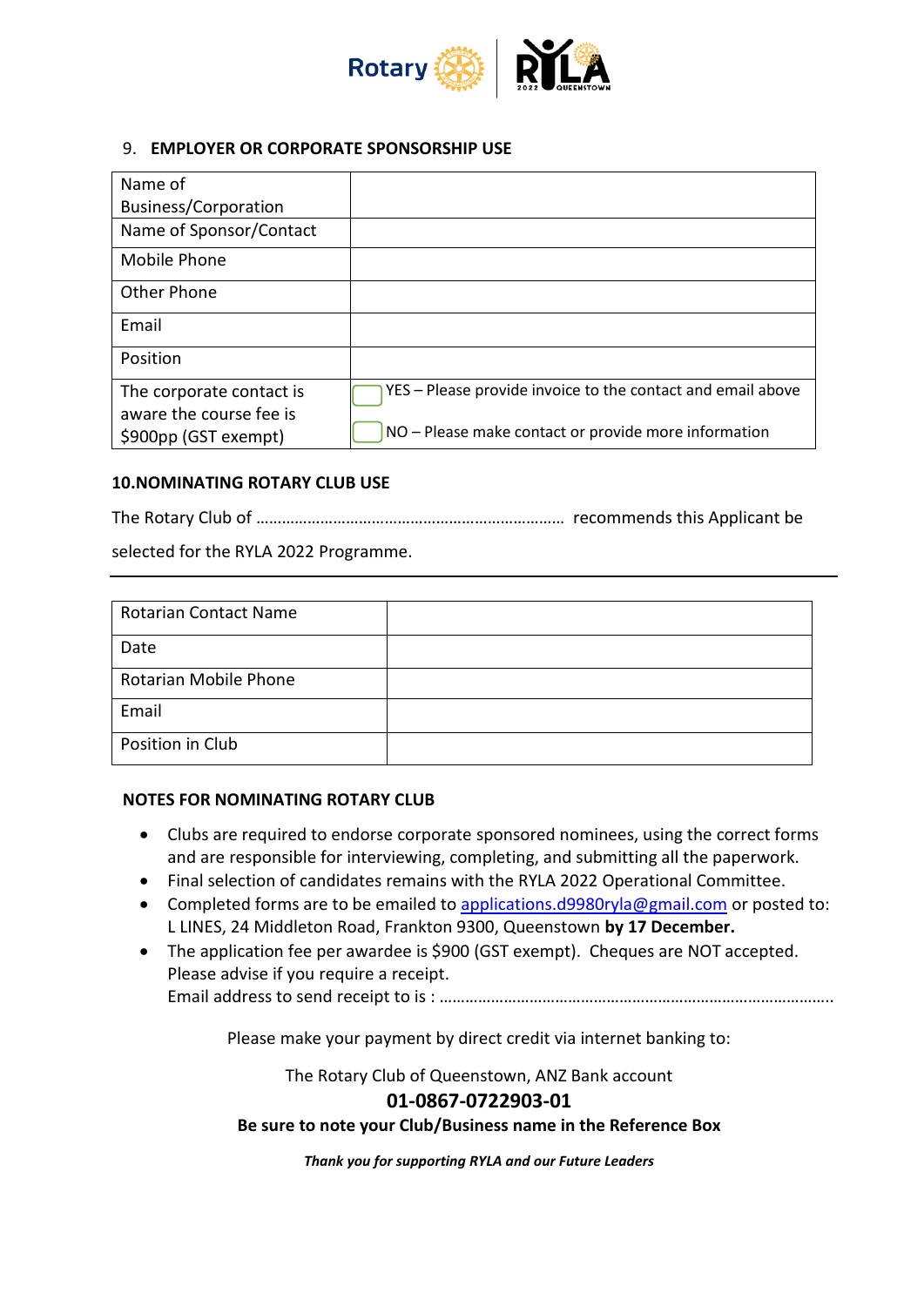## 9. EMPLOYER OR CORPORATE SPONSORSHIP USE

| Name of Business/Corporation | |
|---|---|
| Name of Sponsor/Contact | |
| Mobile Phone | |
| Other Phone | |
| Email | |
| Position | |
| The corporate contact is aware the course fee is $900pp (GST exempt) | ☐ YES – Please provide invoice to the contact and email above<br>☐ NO – Please make contact or provide more information |

## 10. NOMINATING ROTARY CLUB USE

The Rotary Club of ……………………………………………………………… recommends this Applicant be selected for the RYLA 2022 Programme.

| Rotarian Contact Name | |
|---|---|
| Date | |
| Rotarian Mobile Phone | |
| Email | |
| Position in Club | |

### NOTES FOR NOMINATING ROTARY CLUB

- Clubs are required to endorse corporate sponsored nominees, using the correct forms and are responsible for interviewing, completing, and submitting all the paperwork.
- Final selection of candidates remains with the RYLA 2022 Operational Committee.
- Completed forms are to be emailed to applications.d9980ryla@gmail.com or posted to: L LINES, 24 Middleton Road, Frankton 9300, Queenstown **by 17 December.**
- The application fee per awardee is $900 (GST exempt). Cheques are NOT accepted. Please advise if you require a receipt.
  Email address to send receipt to is : ………………………………………………………………………………..

Please make your payment by direct credit via internet banking to:

The Rotary Club of Queenstown, ANZ Bank account

**01-0867-0722903-01**

**Be sure to note your Club/Business name in the Reference Box**

***Thank you for supporting RYLA and our Future Leaders***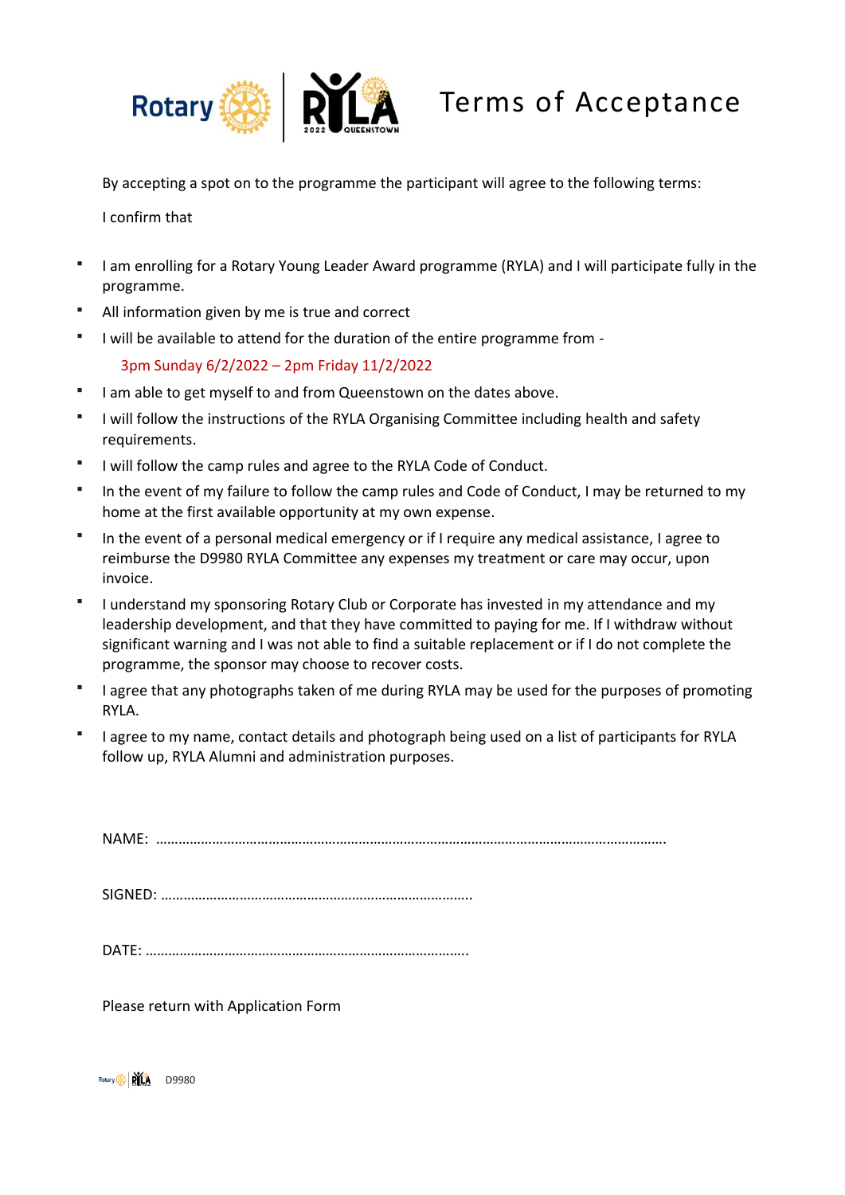# Terms of Acceptance

By accepting a spot on to the programme the participant will agree to the following terms:

I confirm that

- I am enrolling for a Rotary Young Leader Award programme (RYLA) and I will participate fully in the programme.
- All information given by me is true and correct
- I will be available to attend for the duration of the entire programme from -

  3pm Sunday 6/2/2022 – 2pm Friday 11/2/2022
- I am able to get myself to and from Queenstown on the dates above.
- I will follow the instructions of the RYLA Organising Committee including health and safety requirements.
- I will follow the camp rules and agree to the RYLA Code of Conduct.
- In the event of my failure to follow the camp rules and Code of Conduct, I may be returned to my home at the first available opportunity at my own expense.
- In the event of a personal medical emergency or if I require any medical assistance, I agree to reimburse the D9980 RYLA Committee any expenses my treatment or care may occur, upon invoice.
- I understand my sponsoring Rotary Club or Corporate has invested in my attendance and my leadership development, and that they have committed to paying for me. If I withdraw without significant warning and I was not able to find a suitable replacement or if I do not complete the programme, the sponsor may choose to recover costs.
- I agree that any photographs taken of me during RYLA may be used for the purposes of promoting RYLA.
- I agree to my name, contact details and photograph being used on a list of participants for RYLA follow up, RYLA Alumni and administration purposes.

NAME: ……………………………………………………………………………………………………………………

SIGNED: ……………………………………………………………………….

DATE: ………………………………………………………………………….

Please return with Application Form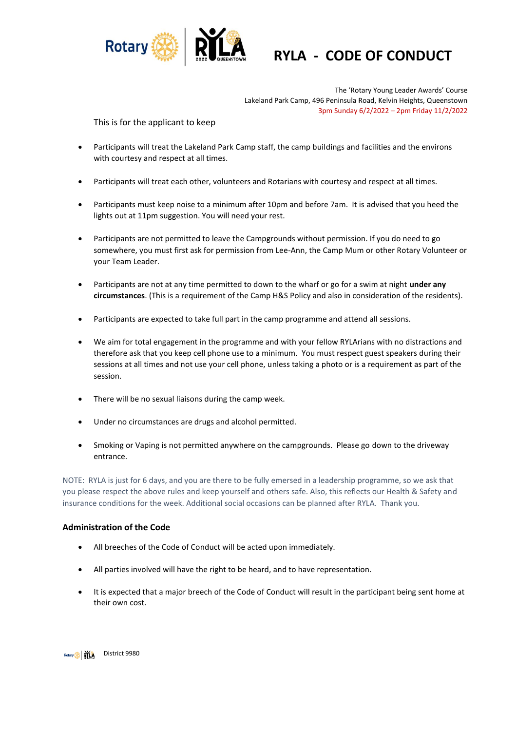# RYLA - CODE OF CONDUCT

The 'Rotary Young Leader Awards' Course
Lakeland Park Camp, 496 Peninsula Road, Kelvin Heights, Queenstown
3pm Sunday 6/2/2022 – 2pm Friday 11/2/2022

This is for the applicant to keep

- Participants will treat the Lakeland Park Camp staff, the camp buildings and facilities and the environs with courtesy and respect at all times.
- Participants will treat each other, volunteers and Rotarians with courtesy and respect at all times.
- Participants must keep noise to a minimum after 10pm and before 7am. It is advised that you heed the lights out at 11pm suggestion. You will need your rest.
- Participants are not permitted to leave the Campgrounds without permission. If you do need to go somewhere, you must first ask for permission from Lee-Ann, the Camp Mum or other Rotary Volunteer or your Team Leader.
- Participants are not at any time permitted to down to the wharf or go for a swim at night **under any circumstances**. (This is a requirement of the Camp H&S Policy and also in consideration of the residents).
- Participants are expected to take full part in the camp programme and attend all sessions.
- We aim for total engagement in the programme and with your fellow RYLArians with no distractions and therefore ask that you keep cell phone use to a minimum. You must respect guest speakers during their sessions at all times and not use your cell phone, unless taking a photo or is a requirement as part of the session.
- There will be no sexual liaisons during the camp week.
- Under no circumstances are drugs and alcohol permitted.
- Smoking or Vaping is not permitted anywhere on the campgrounds. Please go down to the driveway entrance.

NOTE: RYLA is just for 6 days, and you are there to be fully emersed in a leadership programme, so we ask that you please respect the above rules and keep yourself and others safe. Also, this reflects our Health & Safety and insurance conditions for the week. Additional social occasions can be planned after RYLA. Thank you.

### Administration of the Code

- All breeches of the Code of Conduct will be acted upon immediately.
- All parties involved will have the right to be heard, and to have representation.
- It is expected that a major breech of the Code of Conduct will result in the participant being sent home at their own cost.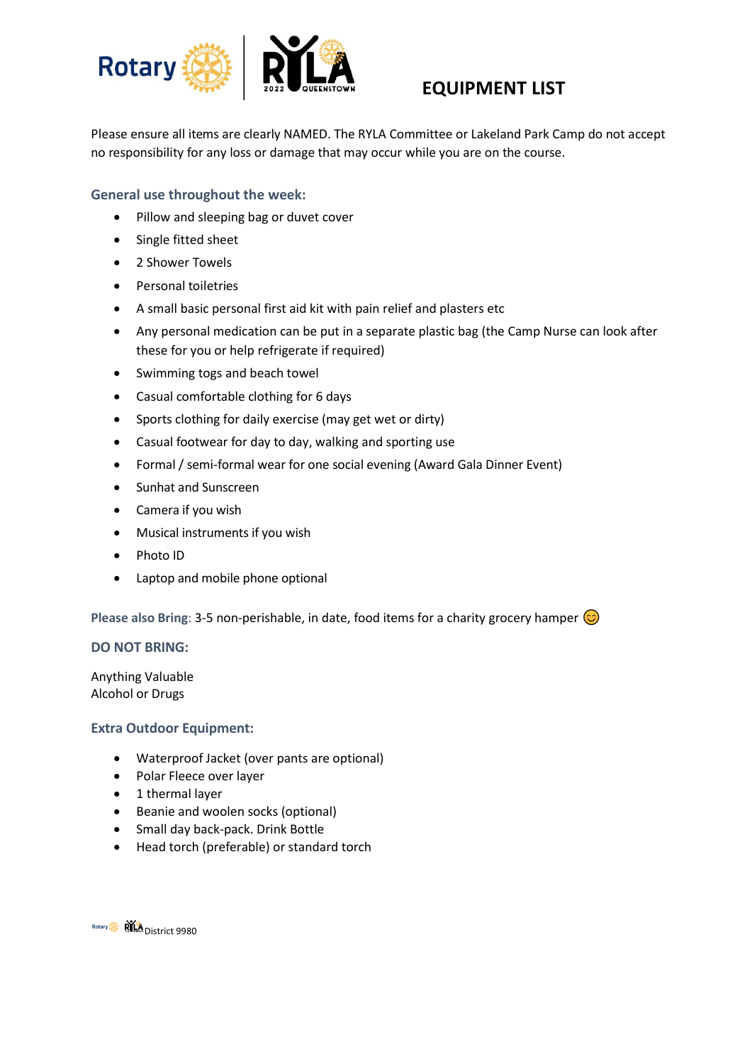# EQUIPMENT LIST

Please ensure all items are clearly NAMED. The RYLA Committee or Lakeland Park Camp do not accept no responsibility for any loss or damage that may occur while you are on the course.

### General use throughout the week:

- Pillow and sleeping bag or duvet cover
- Single fitted sheet
- 2 Shower Towels
- Personal toiletries
- A small basic personal first aid kit with pain relief and plasters etc
- Any personal medication can be put in a separate plastic bag (the Camp Nurse can look after these for you or help refrigerate if required)
- Swimming togs and beach towel
- Casual comfortable clothing for 6 days
- Sports clothing for daily exercise (may get wet or dirty)
- Casual footwear for day to day, walking and sporting use
- Formal / semi-formal wear for one social evening (Award Gala Dinner Event)
- Sunhat and Sunscreen
- Camera if you wish
- Musical instruments if you wish
- Photo ID
- Laptop and mobile phone optional

**Please also Bring**: 3-5 non-perishable, in date, food items for a charity grocery hamper 😊

### DO NOT BRING:

Anything Valuable
Alcohol or Drugs

### Extra Outdoor Equipment:

- Waterproof Jacket (over pants are optional)
- Polar Fleece over layer
- 1 thermal layer
- Beanie and woolen socks (optional)
- Small day back-pack. Drink Bottle
- Head torch (preferable) or standard torch